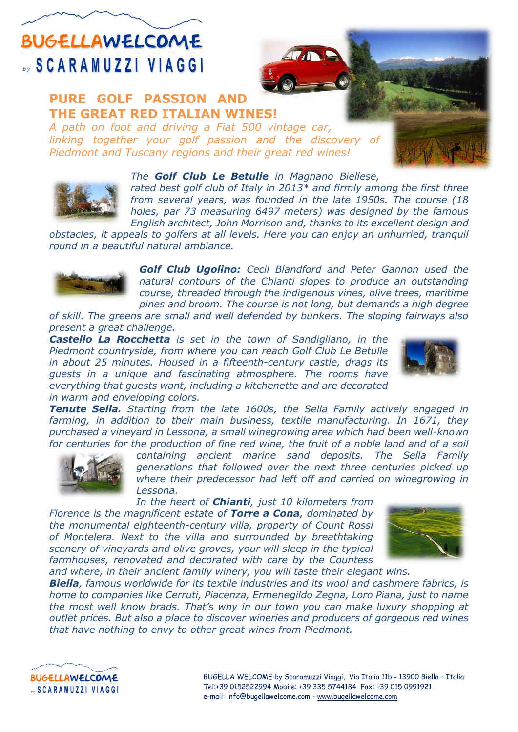# BUGELLAWELCOME

by SCARAMUZZI VIAGGI

## PURE GOLF PASSION AND THE GREAT RED ITALIAN WINES!

*A path on foot and driving a Fiat 500 vintage car, linking together your golf passion and the discovery of Piedmont and Tuscany regions and their great red wines!*

*The **Golf Club Le Betulle** in Magnano Biellese, rated best golf club of Italy in 2013* and firmly among the first three from several years, was founded in the late 1950s. The course (18 holes, par 73 measuring 6497 meters) was designed by the famous English architect, John Morrison and, thanks to its excellent design and obstacles, it appeals to golfers at all levels. Here you can enjoy an unhurried, tranquil round in a beautiful natural ambiance.*

***Golf Club Ugolino:** Cecil Blandford and Peter Gannon used the natural contours of the Chianti slopes to produce an outstanding course, threaded through the indigenous vines, olive trees, maritime pines and broom. The course is not long, but demands a high degree of skill. The greens are small and well defended by bunkers. The sloping fairways also present a great challenge.*

***Castello La Rocchetta** is set in the town of Sandigliano, in the Piedmont countryside, from where you can reach Golf Club Le Betulle in about 25 minutes. Housed in a fifteenth-century castle, drags its guests in a unique and fascinating atmosphere. The rooms have everything that guests want, including a kitchenette and are decorated in warm and enveloping colors.*

***Tenute Sella.** Starting from the late 1600s, the Sella Family actively engaged in farming, in addition to their main business, textile manufacturing. In 1671, they purchased a vineyard in Lessona, a small winegrowing area which had been well-known for centuries for the production of fine red wine, the fruit of a noble land and of a soil containing ancient marine sand deposits. The Sella Family generations that followed over the next three centuries picked up where their predecessor had left off and carried on winegrowing in Lessona.*

*In the heart of **Chianti**, just 10 kilometers from Florence is the magnificent estate of **Torre a Cona**, dominated by the monumental eighteenth-century villa, property of Count Rossi of Montelera. Next to the villa and surrounded by breathtaking scenery of vineyards and olive groves, your will sleep in the typical farmhouses, renovated and decorated with care by the Countess and where, in their ancient family winery, you will taste their elegant wins.*

***Biella**, famous worldwide for its textile industries and its wool and cashmere fabrics, is home to companies like Cerruti, Piacenza, Ermenegildo Zegna, Loro Piana, just to name the most well know brads. That's why in our town you can make luxury shopping at outlet prices. But also a place to discover wineries and producers of gorgeous red wines that have nothing to envy to other great wines from Piedmont.*

BUGELLAWELCOME by SCARAMUZZI VIAGGI

BUGELLA WELCOME by Scaramuzzi Viaggi, Via Italia 11b - 13900 Biella – Italia
Tel:+39 0152522994 Mobile: +39 335 5744184 Fax: +39 015 0991921
e-mail: info@bugellawelcome.com - www.bugellawelcome.com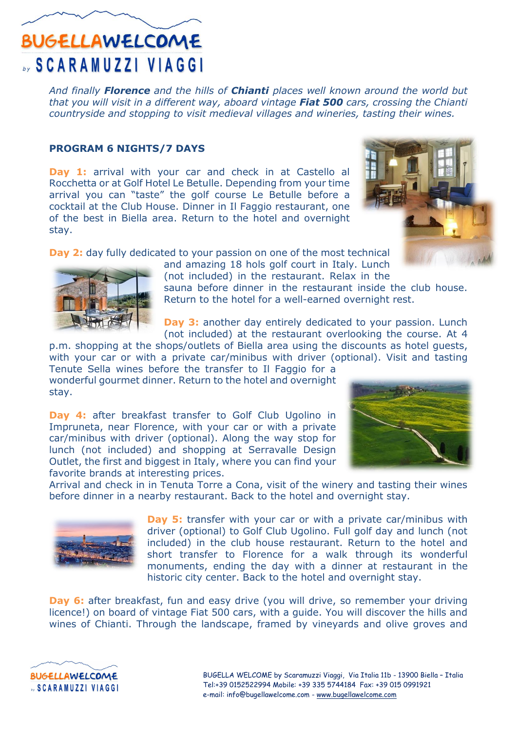*And finally **Florence** and the hills of **Chianti** places well known around the world but that you will visit in a different way, aboard vintage **Fiat 500** cars, crossing the Chianti countryside and stopping to visit medieval villages and wineries, tasting their wines.*

**PROGRAM 6 NIGHTS/7 DAYS**

**Day 1:** arrival with your car and check in at Castello al Rocchetta or at Golf Hotel Le Betulle. Depending from your time arrival you can "taste" the golf course Le Betulle before a cocktail at the Club House. Dinner in Il Faggio restaurant, one of the best in Biella area. Return to the hotel and overnight stay.

**Day 2:** day fully dedicated to your passion on one of the most technical and amazing 18 hols golf court in Italy. Lunch (not included) in the restaurant. Relax in the sauna before dinner in the restaurant inside the club house. Return to the hotel for a well-earned overnight rest.

**Day 3:** another day entirely dedicated to your passion. Lunch (not included) at the restaurant overlooking the course. At 4 p.m. shopping at the shops/outlets of Biella area using the discounts as hotel guests, with your car or with a private car/minibus with driver (optional). Visit and tasting Tenute Sella wines before the transfer to Il Faggio for a wonderful gourmet dinner. Return to the hotel and overnight stay.

**Day 4:** after breakfast transfer to Golf Club Ugolino in Impruneta, near Florence, with your car or with a private car/minibus with driver (optional). Along the way stop for lunch (not included) and shopping at Serravalle Design Outlet, the first and biggest in Italy, where you can find your favorite brands at interesting prices.
Arrival and check in in Tenuta Torre a Cona, visit of the winery and tasting their wines before dinner in a nearby restaurant. Back to the hotel and overnight stay.

**Day 5:** transfer with your car or with a private car/minibus with driver (optional) to Golf Club Ugolino. Full golf day and lunch (not included) in the club house restaurant. Return to the hotel and short transfer to Florence for a walk through its wonderful monuments, ending the day with a dinner at restaurant in the historic city center. Back to the hotel and overnight stay.

**Day 6:** after breakfast, fun and easy drive (you will drive, so remember your driving licence!) on board of vintage Fiat 500 cars, with a guide. You will discover the hills and wines of Chianti. Through the landscape, framed by vineyards and olive groves and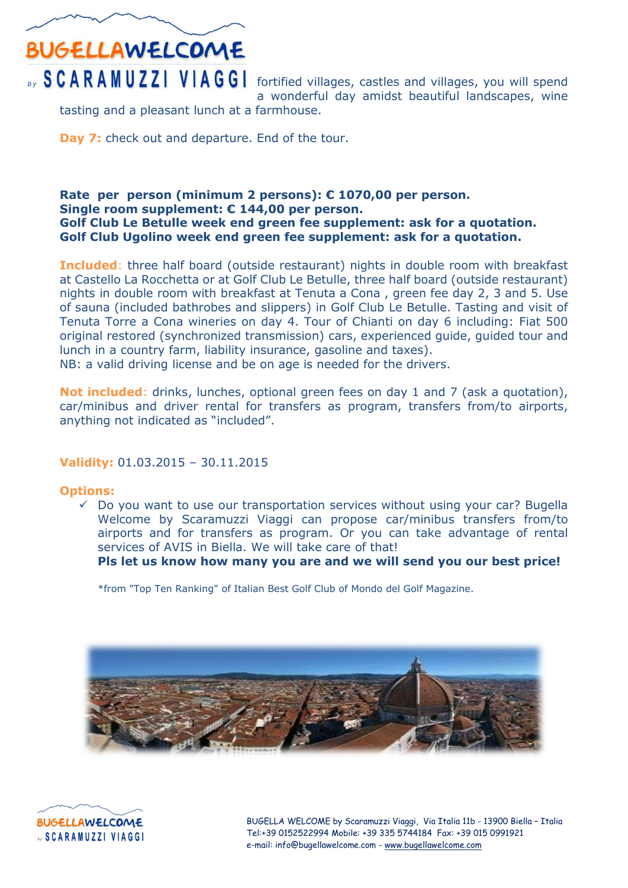fortified villages, castles and villages, you will spend a wonderful day amidst beautiful landscapes, wine tasting and a pleasant lunch at a farmhouse.

**Day 7:** check out and departure. End of the tour.

**Rate per person (minimum 2 persons): € 1070,00 per person.**
**Single room supplement: € 144,00 per person.**
**Golf Club Le Betulle week end green fee supplement: ask for a quotation.**
**Golf Club Ugolino week end green fee supplement: ask for a quotation.**

**Included**: three half board (outside restaurant) nights in double room with breakfast at Castello La Rocchetta or at Golf Club Le Betulle, three half board (outside restaurant) nights in double room with breakfast at Tenuta a Cona , green fee day 2, 3 and 5. Use of sauna (included bathrobes and slippers) in Golf Club Le Betulle. Tasting and visit of Tenuta Torre a Cona wineries on day 4. Tour of Chianti on day 6 including: Fiat 500 original restored (synchronized transmission) cars, experienced guide, guided tour and lunch in a country farm, liability insurance, gasoline and taxes).
NB: a valid driving license and be on age is needed for the drivers.

**Not included**: drinks, lunches, optional green fees on day 1 and 7 (ask a quotation), car/minibus and driver rental for transfers as program, transfers from/to airports, anything not indicated as "included".

**Validity:** 01.03.2015 – 30.11.2015

**Options:**

- ✓ Do you want to use our transportation services without using your car? Bugella Welcome by Scaramuzzi Viaggi can propose car/minibus transfers from/to airports and for transfers as program. Or you can take advantage of rental services of AVIS in Biella. We will take care of that!
  **Pls let us know how many you are and we will send you our best price!**

*from "Top Ten Ranking" of Italian Best Golf Club of Mondo del Golf Magazine.

BUGELLA WELCOME by Scaramuzzi Viaggi, Via Italia 11b - 13900 Biella – Italia
Tel:+39 0152522994 Mobile: +39 335 5744184 Fax: +39 015 0991921
e-mail: info@bugellawelcome.com - www.bugellawelcome.com